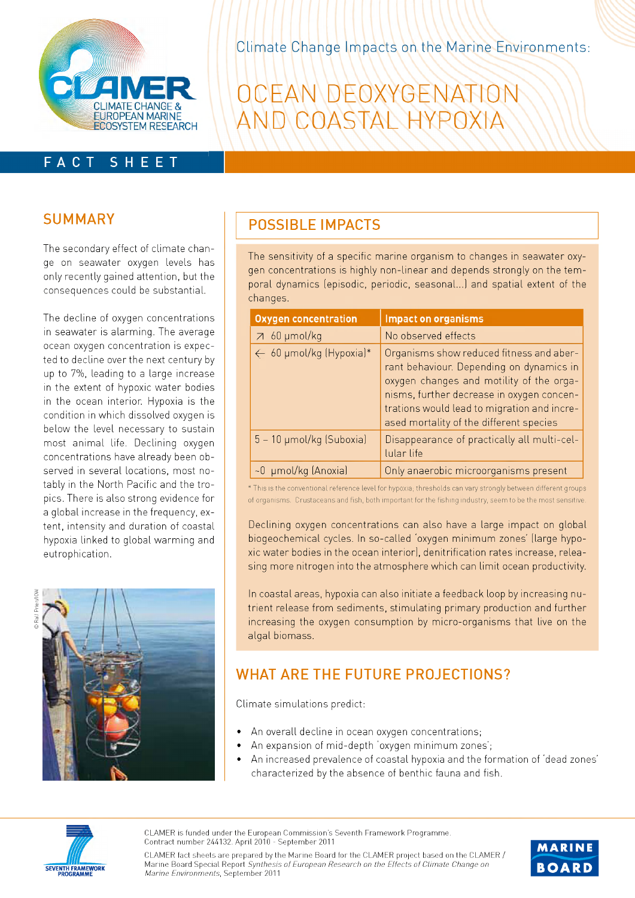CLAMER – CLIMATE CHANGE & EUROPEAN MARINE ECOSYSTEM RESEARCH

Climate Change Impacts on the Marine Environments:

# OCEAN DEOXYGENATION AND COASTAL HYPOXIA

FACT SHEET

## SUMMARY

The secondary effect of climate change on seawater oxygen levels has only recently gained attention, but the consequences could be substantial.

The decline of oxygen concentrations in seawater is alarming. The average ocean oxygen concentration is expected to decline over the next century by up to 7%, leading to a large increase in the extent of hypoxic water bodies in the ocean interior. Hypoxia is the condition in which dissolved oxygen is below the level necessary to sustain most animal life. Declining oxygen concentrations have already been observed in several locations, most notably in the North Pacific and the tropics. There is also strong evidence for a global increase in the frequency, extent, intensity and duration of coastal hypoxia linked to global warming and eutrophication.

© Ralf Prien/IOW

## POSSIBLE IMPACTS

The sensitivity of a specific marine organism to changes in seawater oxygen concentrations is highly non-linear and depends strongly on the temporal dynamics (episodic, periodic, seasonal...) and spatial extent of the changes.

| Oxygen concentration | Impact on organisms |
|---|---|
| ↗ 60 μmol/kg | No observed effects |
| ← 60 μmol/kg (Hypoxia)* | Organisms show reduced fitness and aberrant behaviour. Depending on dynamics in oxygen changes and motility of the organisms, further decrease in oxygen concentrations would lead to migration and increased mortality of the different species |
| 5 – 10 μmol/kg (Suboxia) | Disappearance of practically all multi-cellular life |
| ~0 μmol/kg (Anoxia) | Only anaerobic microorganisms present |

* This is the conventional reference level for hypoxia; thresholds can vary strongly between different groups of organisms. Crustaceans and fish, both important for the fishing industry, seem to be the most sensitive.

Declining oxygen concentrations can also have a large impact on global biogeochemical cycles. In so-called 'oxygen minimum zones' (large hypoxic water bodies in the ocean interior), denitrification rates increase, releasing more nitrogen into the atmosphere which can limit ocean productivity.

In coastal areas, hypoxia can also initiate a feedback loop by increasing nutrient release from sediments, stimulating primary production and further increasing the oxygen consumption by micro-organisms that live on the algal biomass.

## WHAT ARE THE FUTURE PROJECTIONS?

Climate simulations predict:

- An overall decline in ocean oxygen concentrations;
- An expansion of mid-depth 'oxygen minimum zones';
- An increased prevalence of coastal hypoxia and the formation of 'dead zones' characterized by the absence of benthic fauna and fish.

SEVENTH FRAMEWORK PROGRAMME

CLAMER is funded under the European Commission's Seventh Framework Programme. Contract number 244132. April 2010 - September 2011

CLAMER fact sheets are prepared by the Marine Board for the CLAMER project based on the CLAMER / Marine Board Special Report *Synthesis of European Research on the Effects of Climate Change on Marine Environments*, September 2011

MARINE BOARD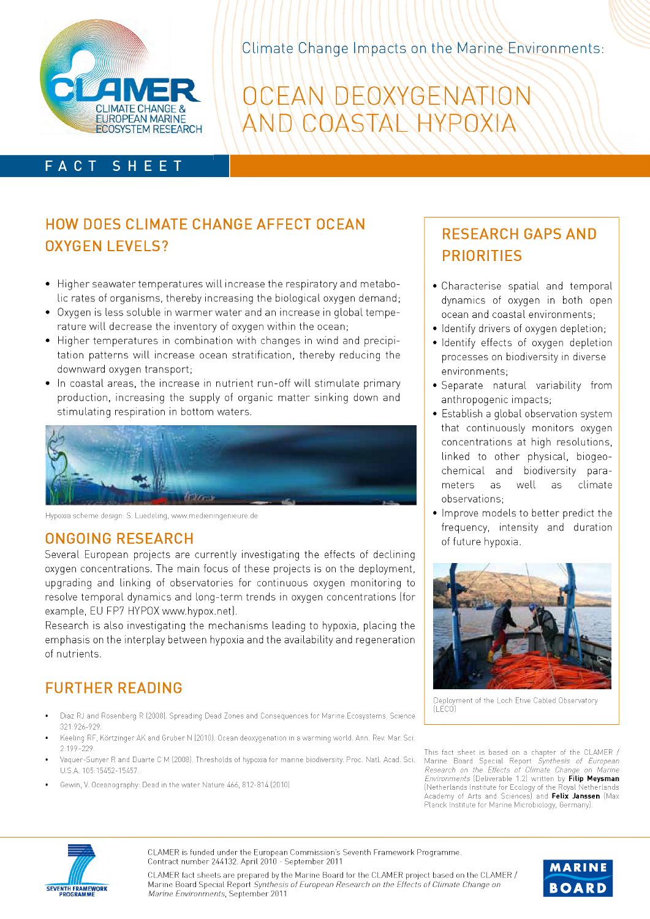Climate Change Impacts on the Marine Environments:

# OCEAN DEOXYGENATION AND COASTAL HYPOXIA

FACT SHEET

## HOW DOES CLIMATE CHANGE AFFECT OCEAN OXYGEN LEVELS?

- Higher seawater temperatures will increase the respiratory and metabolic rates of organisms, thereby increasing the biological oxygen demand;
- Oxygen is less soluble in warmer water and an increase in global temperature will decrease the inventory of oxygen within the ocean;
- Higher temperatures in combination with changes in wind and precipitation patterns will increase ocean stratification, thereby reducing the downward oxygen transport;
- In coastal areas, the increase in nutrient run-off will stimulate primary production, increasing the supply of organic matter sinking down and stimulating respiration in bottom waters.

Hypoxia scheme design: S. Luedeling, www.medieningenieure.de

## ONGOING RESEARCH

Several European projects are currently investigating the effects of declining oxygen concentrations. The main focus of these projects is on the deployment, upgrading and linking of observatories for continuous oxygen monitoring to resolve temporal dynamics and long-term trends in oxygen concentrations (for example, EU FP7 HYPOX www.hypox.net).

Research is also investigating the mechanisms leading to hypoxia, placing the emphasis on the interplay between hypoxia and the availability and regeneration of nutrients.

## FURTHER READING

- Diaz RJ and Rosenberg R (2008). Spreading Dead Zones and Consequences for Marine Ecosystems. Science 321:926-929.
- Keeling RF, Körtzinger AK and Gruber N (2010). Ocean deoxygenation in a warming world. Ann. Rev. Mar. Sci. 2:199-229.
- Vaquer-Sunyer R and Duarte C M (2008). Thresholds of hypoxia for marine biodiversity. Proc. Natl. Acad. Sci. U.S.A. 105:15452-15457.
- Gewin, V. Oceanography: Dead in the water Nature 466, 812-814 (2010)

## RESEARCH GAPS AND PRIORITIES

- Characterise spatial and temporal dynamics of oxygen in both open ocean and coastal environments;
- Identify drivers of oxygen depletion;
- Identify effects of oxygen depletion processes on biodiversity in diverse environments;
- Separate natural variability from anthropogenic impacts;
- Establish a global observation system that continuously monitors oxygen concentrations at high resolutions, linked to other physical, biogeochemical and biodiversity parameters as well as climate observations;
- Improve models to better predict the frequency, intensity and duration of future hypoxia.

Deployment of the Loch Etive Cabled Observatory (LECO)

This fact sheet is based on a chapter of the CLAMER / Marine Board Special Report *Synthesis of European Research on the Effects of Climate Change on Marine Environments* (Deliverable 1.2) written by **Filip Meysman** (Netherlands Institute for Ecology of the Royal Netherlands Academy of Arts and Sciences) and **Felix Janssen** (Max Planck Institute for Marine Microbiology, Germany).

CLAMER is funded under the European Commission's Seventh Framework Programme. Contract number 244132. April 2010 - September 2011

CLAMER fact sheets are prepared by the Marine Board for the CLAMER project based on the CLAMER / Marine Board Special Report *Synthesis of European Research on the Effects of Climate Change on Marine Environments*, September 2011